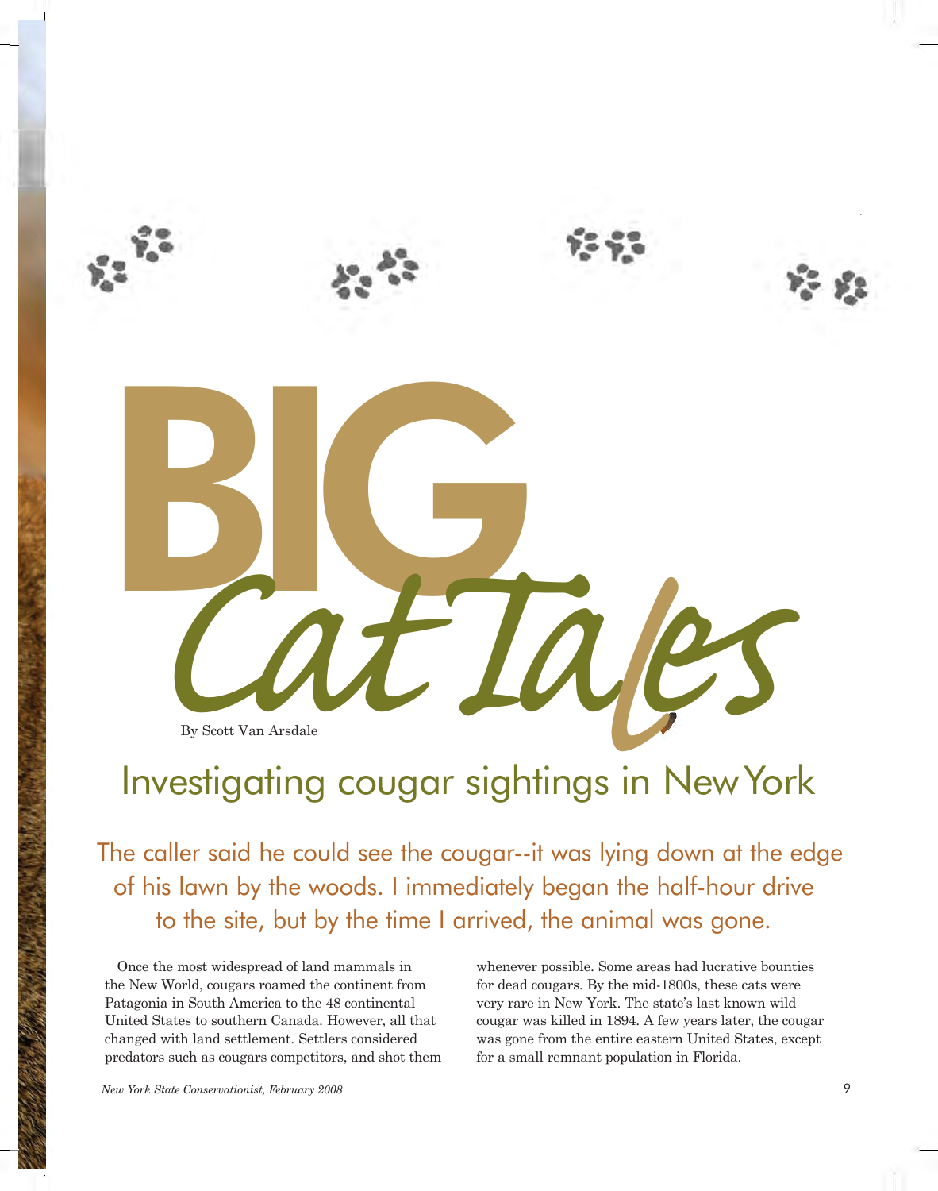# BIG Cat Tales

By Scott Van Arsdale

## Investigating cougar sightings in New York

The caller said he could see the cougar--it was lying down at the edge of his lawn by the woods. I immediately began the half-hour drive to the site, but by the time I arrived, the animal was gone.

Once the most widespread of land mammals in the New World, cougars roamed the continent from Patagonia in South America to the 48 continental United States to southern Canada. However, all that changed with land settlement. Settlers considered predators such as cougars competitors, and shot them whenever possible. Some areas had lucrative bounties for dead cougars. By the mid-1800s, these cats were very rare in New York. The state's last known wild cougar was killed in 1894. A few years later, the cougar was gone from the entire eastern United States, except for a small remnant population in Florida.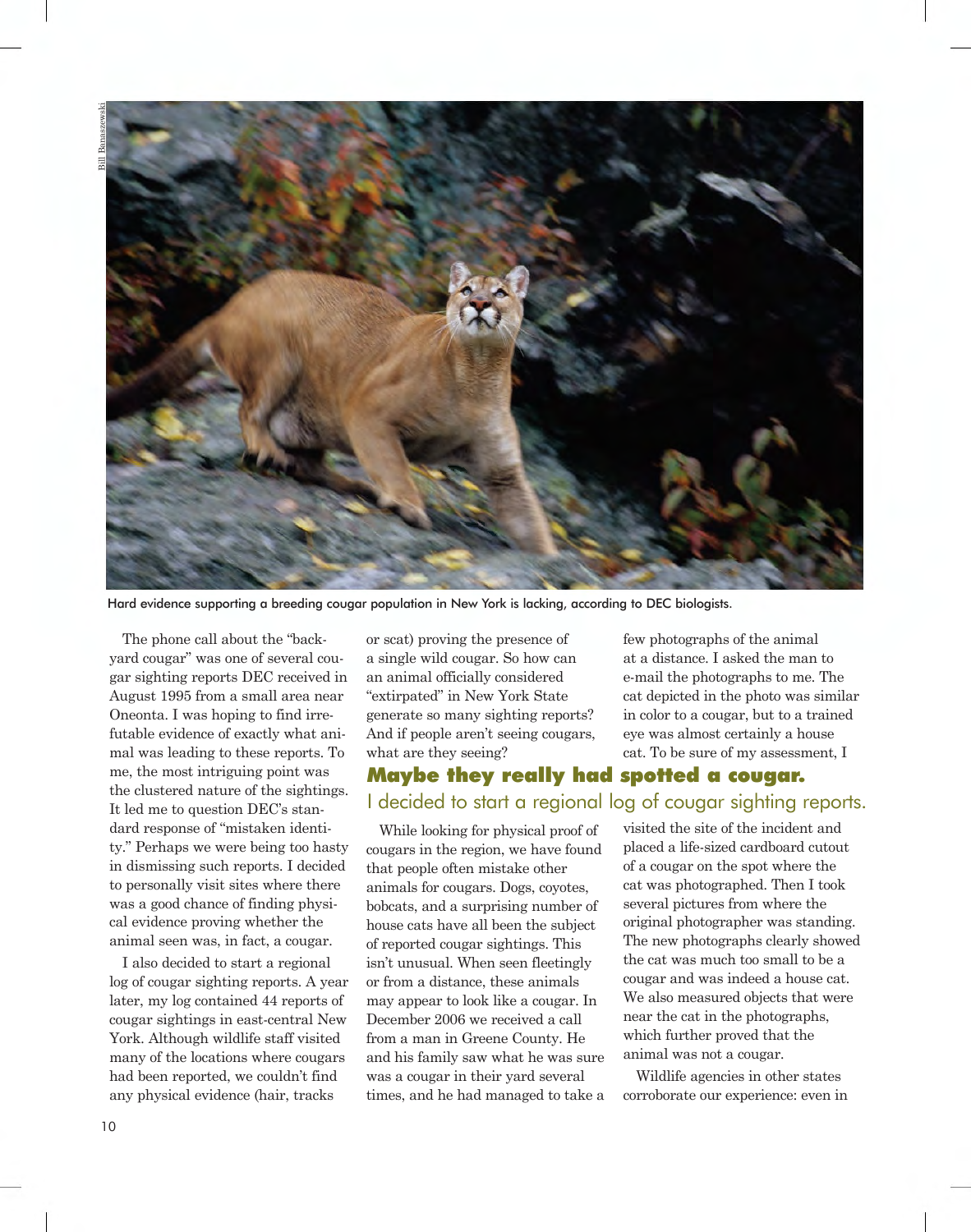Hard evidence supporting a breeding cougar population in New York is lacking, according to DEC biologists.

The phone call about the "backyard cougar" was one of several cougar sighting reports DEC received in August 1995 from a small area near Oneonta. I was hoping to find irrefutable evidence of exactly what animal was leading to these reports. To me, the most intriguing point was the clustered nature of the sightings. It led me to question DEC's standard response of "mistaken identity." Perhaps we were being too hasty in dismissing such reports. I decided to personally visit sites where there was a good chance of finding physical evidence proving whether the animal seen was, in fact, a cougar.

I also decided to start a regional log of cougar sighting reports. A year later, my log contained 44 reports of cougar sightings in east-central New York. Although wildlife staff visited many of the locations where cougars had been reported, we couldn't find any physical evidence (hair, tracks or scat) proving the presence of a single wild cougar. So how can an animal officially considered "extirpated" in New York State generate so many sighting reports? And if people aren't seeing cougars, what are they seeing?

**Maybe they really had spotted a cougar.**
I decided to start a regional log of cougar sighting reports.

While looking for physical proof of cougars in the region, we have found that people often mistake other animals for cougars. Dogs, coyotes, bobcats, and a surprising number of house cats have all been the subject of reported cougar sightings. This isn't unusual. When seen fleetingly or from a distance, these animals may appear to look like a cougar. In December 2006 we received a call from a man in Greene County. He and his family saw what he was sure was a cougar in their yard several times, and he had managed to take a few photographs of the animal at a distance. I asked the man to e-mail the photographs to me. The cat depicted in the photo was similar in color to a cougar, but to a trained eye was almost certainly a house cat. To be sure of my assessment, I visited the site of the incident and placed a life-sized cardboard cutout of a cougar on the spot where the cat was photographed. Then I took several pictures from where the original photographer was standing. The new photographs clearly showed the cat was much too small to be a cougar and was indeed a house cat. We also measured objects that were near the cat in the photographs, which further proved that the animal was not a cougar.

Wildlife agencies in other states corroborate our experience: even in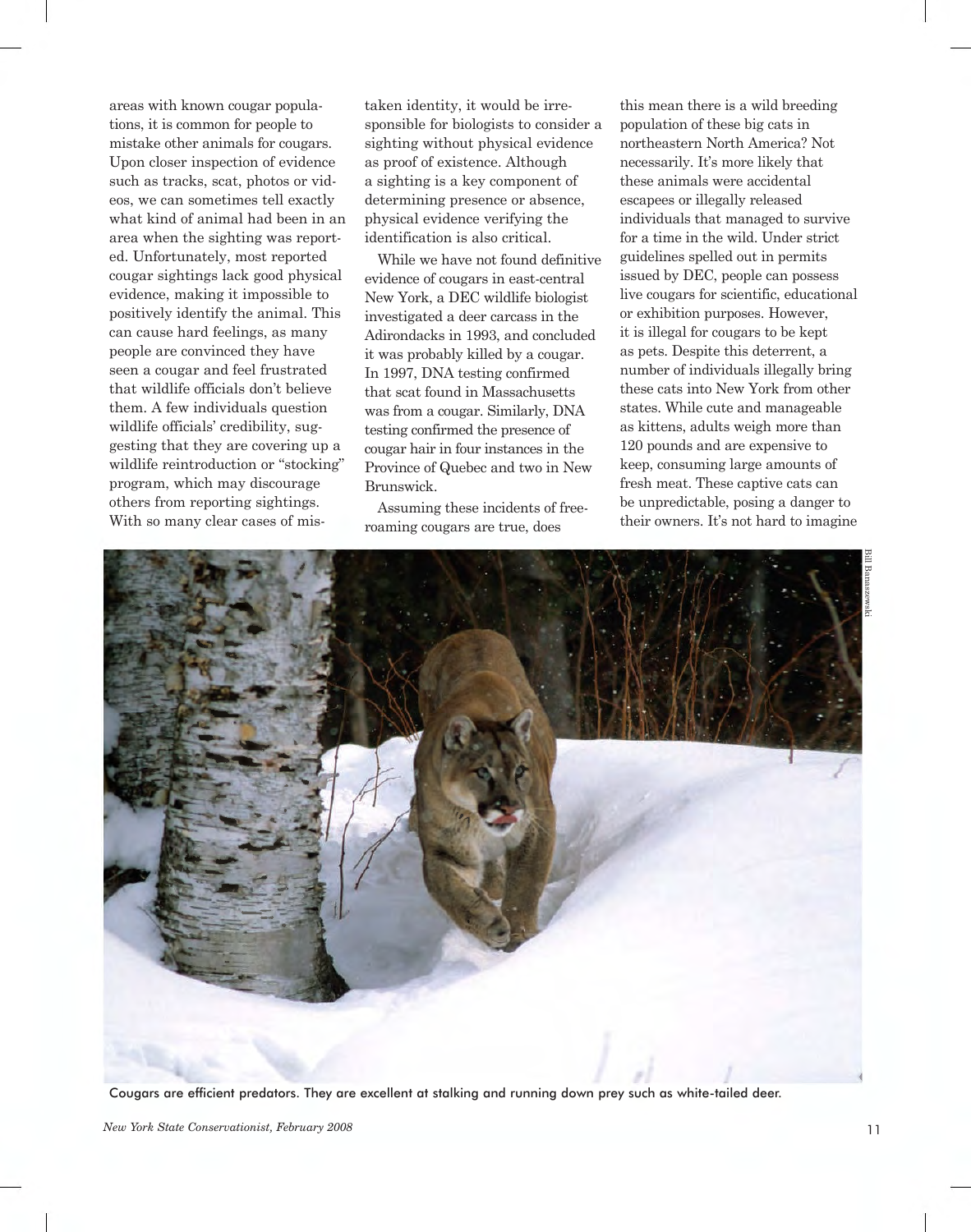areas with known cougar populations, it is common for people to mistake other animals for cougars. Upon closer inspection of evidence such as tracks, scat, photos or videos, we can sometimes tell exactly what kind of animal had been in an area when the sighting was reported. Unfortunately, most reported cougar sightings lack good physical evidence, making it impossible to positively identify the animal. This can cause hard feelings, as many people are convinced they have seen a cougar and feel frustrated that wildlife officials don't believe them. A few individuals question wildlife officials' credibility, suggesting that they are covering up a wildlife reintroduction or "stocking" program, which may discourage others from reporting sightings. With so many clear cases of mistaken identity, it would be irresponsible for biologists to consider a sighting without physical evidence as proof of existence. Although a sighting is a key component of determining presence or absence, physical evidence verifying the identification is also critical.

While we have not found definitive evidence of cougars in east-central New York, a DEC wildlife biologist investigated a deer carcass in the Adirondacks in 1993, and concluded it was probably killed by a cougar. In 1997, DNA testing confirmed that scat found in Massachusetts was from a cougar. Similarly, DNA testing confirmed the presence of cougar hair in four instances in the Province of Quebec and two in New Brunswick.

Assuming these incidents of free-roaming cougars are true, does this mean there is a wild breeding population of these big cats in northeastern North America? Not necessarily. It's more likely that these animals were accidental escapees or illegally released individuals that managed to survive for a time in the wild. Under strict guidelines spelled out in permits issued by DEC, people can possess live cougars for scientific, educational or exhibition purposes. However, it is illegal for cougars to be kept as pets. Despite this deterrent, a number of individuals illegally bring these cats into New York from other states. While cute and manageable as kittens, adults weigh more than 120 pounds and are expensive to keep, consuming large amounts of fresh meat. These captive cats can be unpredictable, posing a danger to their owners. It's not hard to imagine

Bill Banaszewski

Cougars are efficient predators. They are excellent at stalking and running down prey such as white-tailed deer.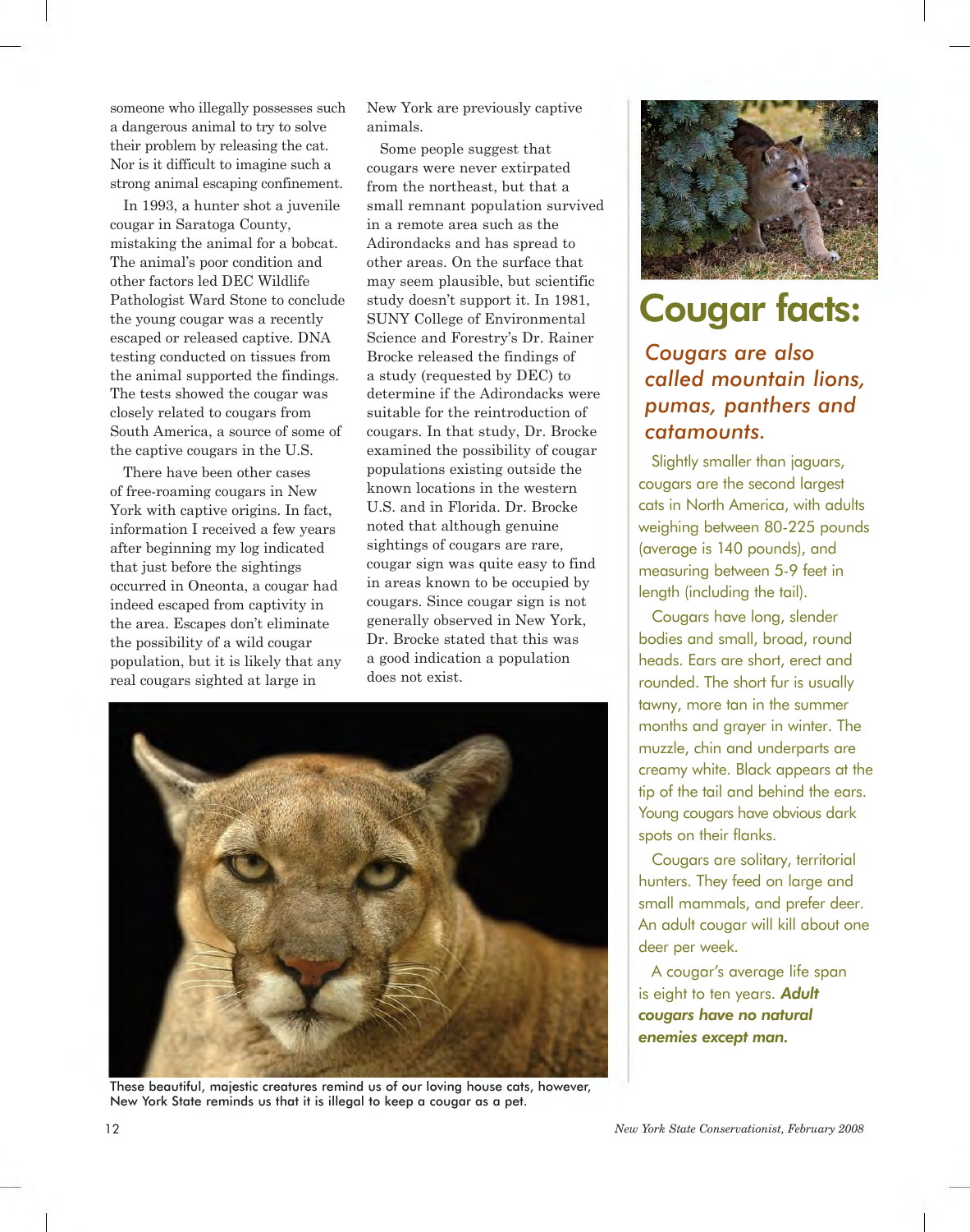someone who illegally possesses such a dangerous animal to try to solve their problem by releasing the cat. Nor is it difficult to imagine such a strong animal escaping confinement.

In 1993, a hunter shot a juvenile cougar in Saratoga County, mistaking the animal for a bobcat. The animal's poor condition and other factors led DEC Wildlife Pathologist Ward Stone to conclude the young cougar was a recently escaped or released captive. DNA testing conducted on tissues from the animal supported the findings. The tests showed the cougar was closely related to cougars from South America, a source of some of the captive cougars in the U.S.

There have been other cases of free-roaming cougars in New York with captive origins. In fact, information I received a few years after beginning my log indicated that just before the sightings occurred in Oneonta, a cougar had indeed escaped from captivity in the area. Escapes don't eliminate the possibility of a wild cougar population, but it is likely that any real cougars sighted at large in New York are previously captive animals.

Some people suggest that cougars were never extirpated from the northeast, but that a small remnant population survived in a remote area such as the Adirondacks and has spread to other areas. On the surface that may seem plausible, but scientific study doesn't support it. In 1981, SUNY College of Environmental Science and Forestry's Dr. Rainer Brocke released the findings of a study (requested by DEC) to determine if the Adirondacks were suitable for the reintroduction of cougars. In that study, Dr. Brocke examined the possibility of cougar populations existing outside the known locations in the western U.S. and in Florida. Dr. Brocke noted that although genuine sightings of cougars are rare, cougar sign was quite easy to find in areas known to be occupied by cougars. Since cougar sign is not generally observed in New York, Dr. Brocke stated that this was a good indication a population does not exist.

These beautiful, majestic creatures remind us of our loving house cats, however, New York State reminds us that it is illegal to keep a cougar as a pet.

## Cougar facts:

*Cougars are also called mountain lions, pumas, panthers and catamounts.*

Slightly smaller than jaguars, cougars are the second largest cats in North America, with adults weighing between 80-225 pounds (average is 140 pounds), and measuring between 5-9 feet in length (including the tail).

Cougars have long, slender bodies and small, broad, round heads. Ears are short, erect and rounded. The short fur is usually tawny, more tan in the summer months and grayer in winter. The muzzle, chin and underparts are creamy white. Black appears at the tip of the tail and behind the ears. Young cougars have obvious dark spots on their flanks.

Cougars are solitary, territorial hunters. They feed on large and small mammals, and prefer deer. An adult cougar will kill about one deer per week.

A cougar's average life span is eight to ten years. ***Adult cougars have no natural enemies except man.***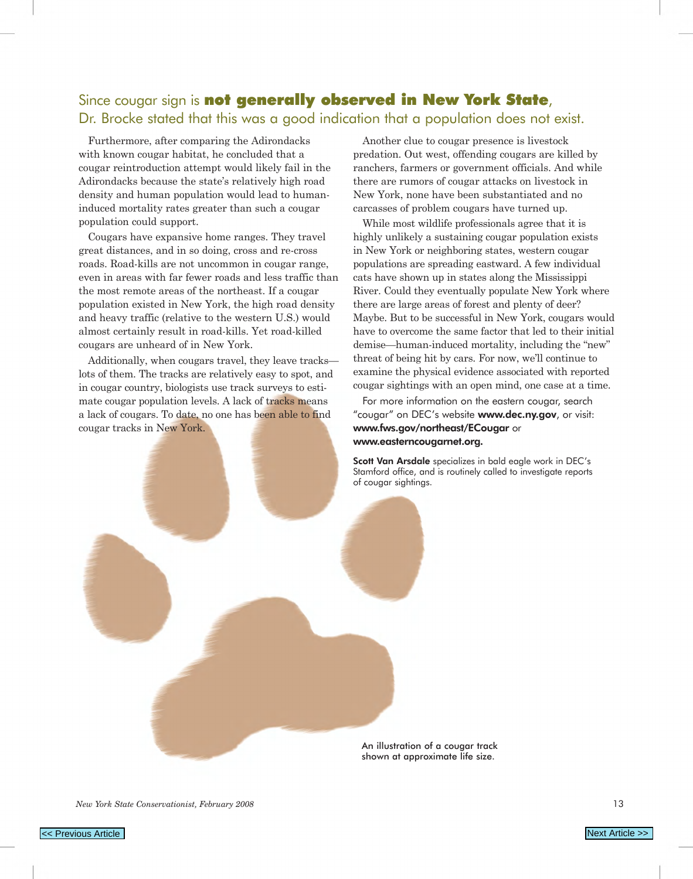## Since cougar sign is **not generally observed in New York State**, Dr. Brocke stated that this was a good indication that a population does not exist.

Furthermore, after comparing the Adirondacks with known cougar habitat, he concluded that a cougar reintroduction attempt would likely fail in the Adirondacks because the state's relatively high road density and human population would lead to human-induced mortality rates greater than such a cougar population could support.

Cougars have expansive home ranges. They travel great distances, and in so doing, cross and re-cross roads. Road-kills are not uncommon in cougar range, even in areas with far fewer roads and less traffic than the most remote areas of the northeast. If a cougar population existed in New York, the high road density and heavy traffic (relative to the western U.S.) would almost certainly result in road-kills. Yet road-killed cougars are unheard of in New York.

Additionally, when cougars travel, they leave tracks—lots of them. The tracks are relatively easy to spot, and in cougar country, biologists use track surveys to estimate cougar population levels. A lack of tracks means a lack of cougars. To date, no one has been able to find cougar tracks in New York.

Another clue to cougar presence is livestock predation. Out west, offending cougars are killed by ranchers, farmers or government officials. And while there are rumors of cougar attacks on livestock in New York, none have been substantiated and no carcasses of problem cougars have turned up.

While most wildlife professionals agree that it is highly unlikely a sustaining cougar population exists in New York or neighboring states, western cougar populations are spreading eastward. A few individual cats have shown up in states along the Mississippi River. Could they eventually populate New York where there are large areas of forest and plenty of deer? Maybe. But to be successful in New York, cougars would have to overcome the same factor that led to their initial demise—human-induced mortality, including the "new" threat of being hit by cars. For now, we'll continue to examine the physical evidence associated with reported cougar sightings with an open mind, one case at a time.

For more information on the eastern cougar, search "cougar" on DEC's website **www.dec.ny.gov**, or visit: **www.fws.gov/northeast/ECougar** or **www.easterncougarnet.org.**

**Scott Van Arsdale** specializes in bald eagle work in DEC's Stamford office, and is routinely called to investigate reports of cougar sightings.

An illustration of a cougar track shown at approximate life size.